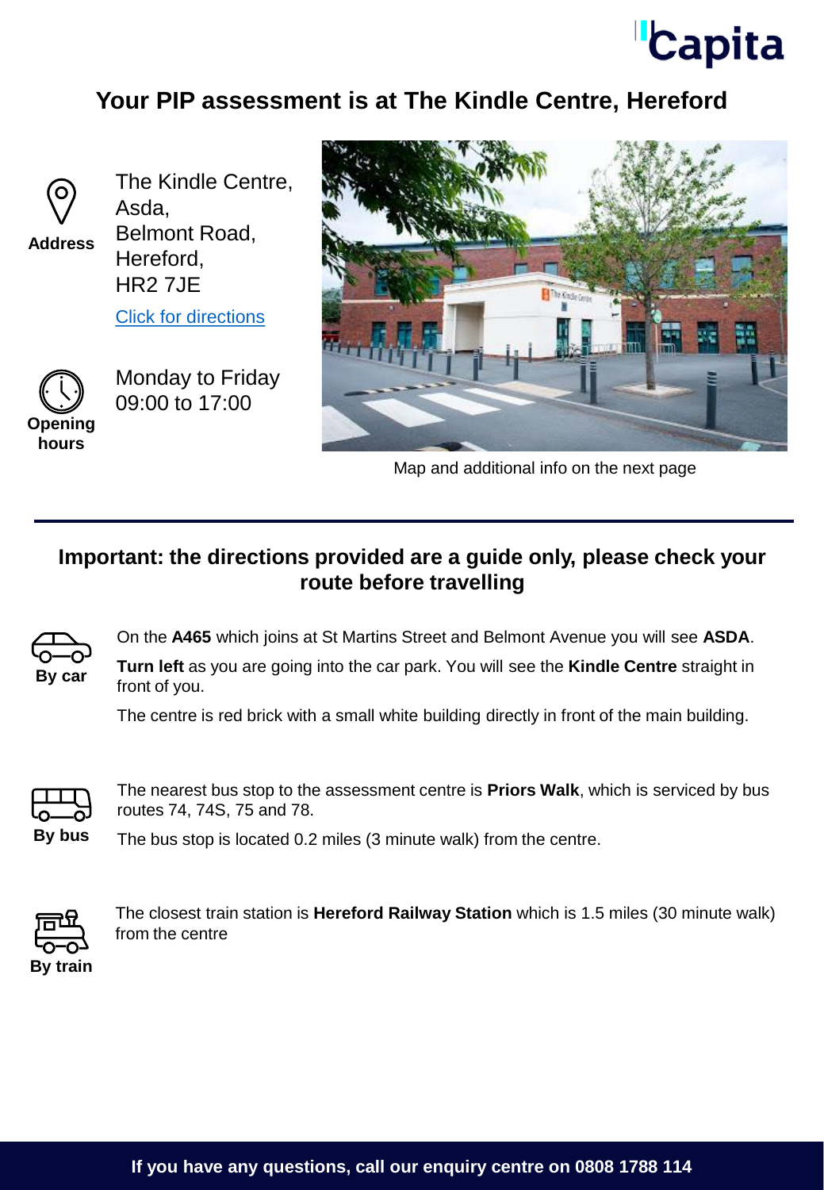# Your PIP assessment is at The Kindle Centre, Hereford

**Address**

The Kindle Centre,
Asda,
Belmont Road,
Hereford,
HR2 7JE

Click for directions

**Opening hours**

Monday to Friday
09:00 to 17:00

Map and additional info on the next page

## Important: the directions provided are a guide only, please check your route before travelling

**By car**

On the **A465** which joins at St Martins Street and Belmont Avenue you will see **ASDA**.

**Turn left** as you are going into the car park. You will see the **Kindle Centre** straight in front of you.

The centre is red brick with a small white building directly in front of the main building.

**By bus**

The nearest bus stop to the assessment centre is **Priors Walk**, which is serviced by bus routes 74, 74S, 75 and 78.

The bus stop is located 0.2 miles (3 minute walk) from the centre.

**By train**

The closest train station is **Hereford Railway Station** which is 1.5 miles (30 minute walk) from the centre

**If you have any questions, call our enquiry centre on 0808 1788 114**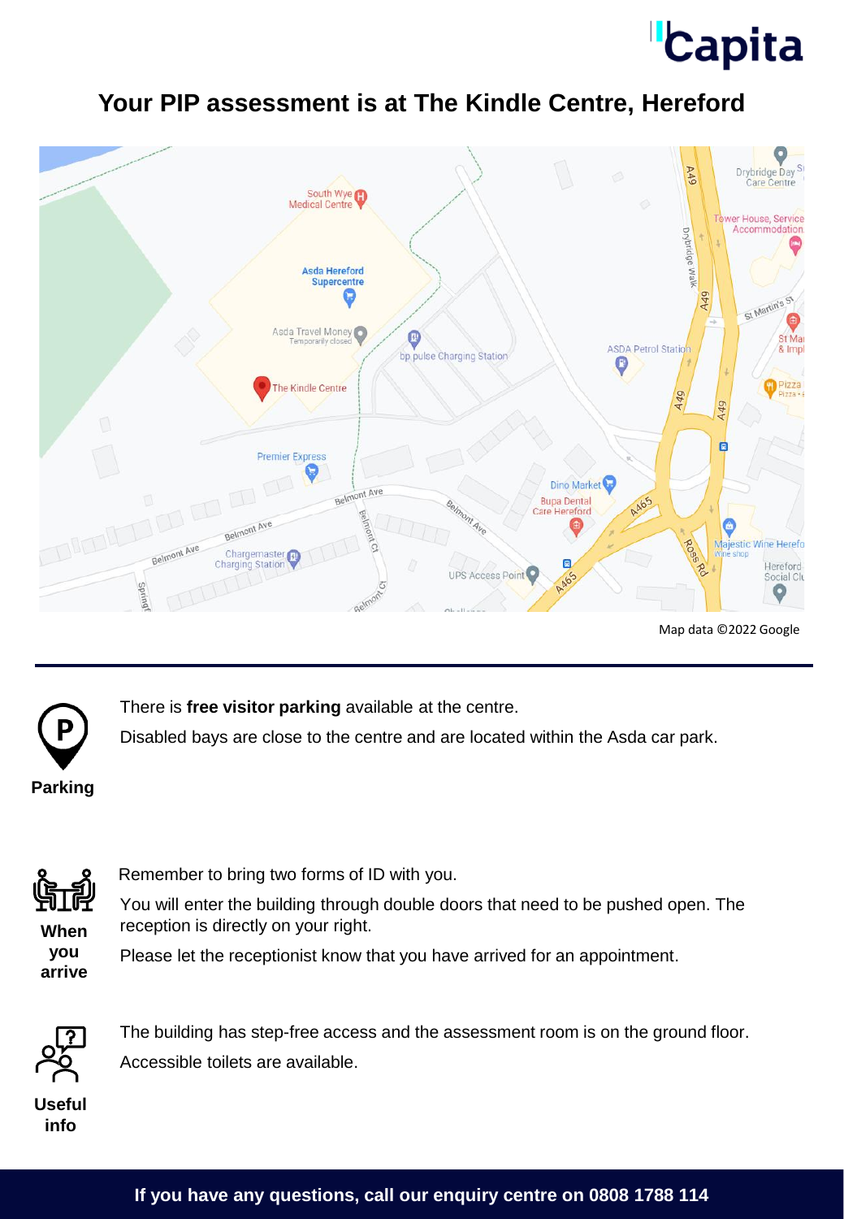Capita

# Your PIP assessment is at The Kindle Centre, Hereford

Map data ©2022 Google

**Parking**

There is **free visitor parking** available at the centre.

Disabled bays are close to the centre and are located within the Asda car park.

**When you arrive**

Remember to bring two forms of ID with you.

You will enter the building through double doors that need to be pushed open. The reception is directly on your right.

Please let the receptionist know that you have arrived for an appointment.

**Useful info**

The building has step-free access and the assessment room is on the ground floor.

Accessible toilets are available.

**If you have any questions, call our enquiry centre on 0808 1788 114**